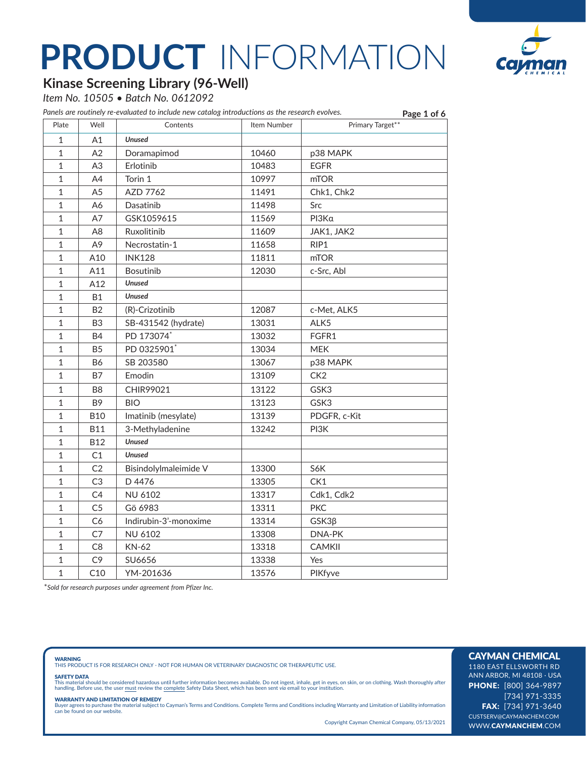# PRODUCT INFORMATION

## Kinase Screening Library (96-Well)

*Item No. 10505 • Batch No. 0612092*

*Panels are routinely re-evaluated to include new catalog introductions as the research evolves.*

| Plate | Well | Contents | Item Number | Primary Target** |
|---|---|---|---|---|
| 1 | A1 | ***Unused*** | | |
| 1 | A2 | Doramapimod | 10460 | p38 MAPK |
| 1 | A3 | Erlotinib | 10483 | EGFR |
| 1 | A4 | Torin 1 | 10997 | mTOR |
| 1 | A5 | AZD 7762 | 11491 | Chk1, Chk2 |
| 1 | A6 | Dasatinib | 11498 | Src |
| 1 | A7 | GSK1059615 | 11569 | PI3Kα |
| 1 | A8 | Ruxolitinib | 11609 | JAK1, JAK2 |
| 1 | A9 | Necrostatin-1 | 11658 | RIP1 |
| 1 | A10 | INK128 | 11811 | mTOR |
| 1 | A11 | Bosutinib | 12030 | c-Src, Abl |
| 1 | A12 | ***Unused*** | | |
| 1 | B1 | ***Unused*** | | |
| 1 | B2 | (R)-Crizotinib | 12087 | c-Met, ALK5 |
| 1 | B3 | SB-431542 (hydrate) | 13031 | ALK5 |
| 1 | B4 | PD 173074* | 13032 | FGFR1 |
| 1 | B5 | PD 0325901* | 13034 | MEK |
| 1 | B6 | SB 203580 | 13067 | p38 MAPK |
| 1 | B7 | Emodin | 13109 | CK2 |
| 1 | B8 | CHIR99021 | 13122 | GSK3 |
| 1 | B9 | BIO | 13123 | GSK3 |
| 1 | B10 | Imatinib (mesylate) | 13139 | PDGFR, c-Kit |
| 1 | B11 | 3-Methyladenine | 13242 | PI3K |
| 1 | B12 | ***Unused*** | | |
| 1 | C1 | ***Unused*** | | |
| 1 | C2 | Bisindolylmaleimide V | 13300 | S6K |
| 1 | C3 | D 4476 | 13305 | CK1 |
| 1 | C4 | NU 6102 | 13317 | Cdk1, Cdk2 |
| 1 | C5 | Gö 6983 | 13311 | PKC |
| 1 | C6 | Indirubin-3'-monoxime | 13314 | GSK3β |
| 1 | C7 | NU 6102 | 13308 | DNA-PK |
| 1 | C8 | KN-62 | 13318 | CAMKII |
| 1 | C9 | SU6656 | 13338 | Yes |
| 1 | C10 | YM-201636 | 13576 | PIKfyve |

*\*Sold for research purposes under agreement from Pfizer Inc.*

**WARNING**
THIS PRODUCT IS FOR RESEARCH ONLY - NOT FOR HUMAN OR VETERINARY DIAGNOSTIC OR THERAPEUTIC USE.

**SAFETY DATA**
This material should be considered hazardous until further information becomes available. Do not ingest, inhale, get in eyes, on skin, or on clothing. Wash thoroughly after handling. Before use, the user must review the complete Safety Data Sheet, which has been sent *via* email to your institution.

**WARRANTY AND LIMITATION OF REMEDY**
Buyer agrees to purchase the material subject to Cayman's Terms and Conditions. Complete Terms and Conditions including Warranty and Limitation of Liability information can be found on our website.

Copyright Cayman Chemical Company, 05/13/2021

**CAYMAN CHEMICAL**
1180 EAST ELLSWORTH RD
ANN ARBOR, MI 48108 · USA
**PHONE:** [800] 364-9897
[734] 971-3335
**FAX:** [734] 971-3640
CUSTSERV@CAYMANCHEM.COM
WWW.CAYMANCHEM.COM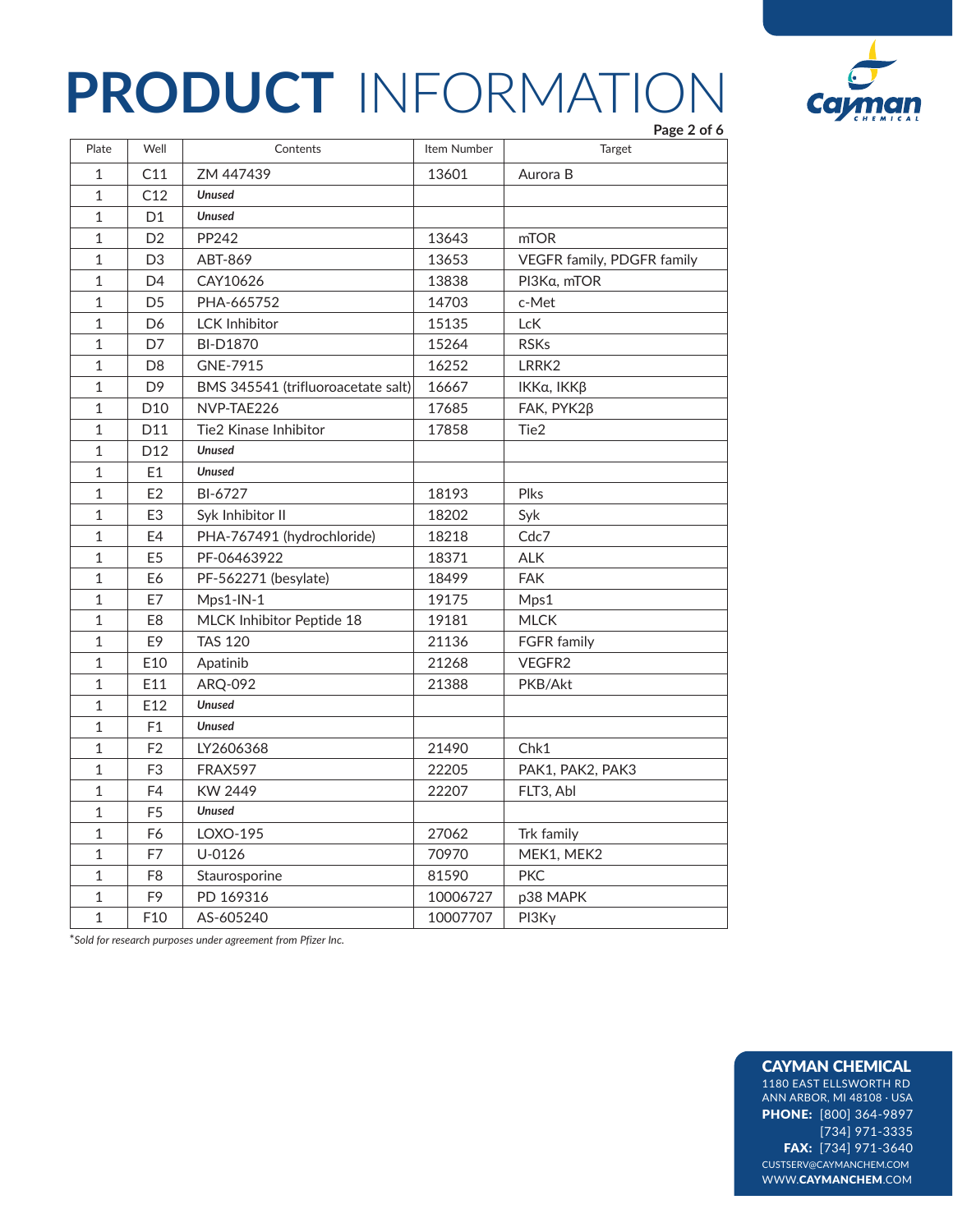# PRODUCT INFORMATION

| Plate | Well | Contents | Item Number | Target |
|---|---|---|---|---|
| 1 | C11 | ZM 447439 | 13601 | Aurora B |
| 1 | C12 | ***Unused*** | | |
| 1 | D1 | ***Unused*** | | |
| 1 | D2 | PP242 | 13643 | mTOR |
| 1 | D3 | ABT-869 | 13653 | VEGFR family, PDGFR family |
| 1 | D4 | CAY10626 | 13838 | PI3Kα, mTOR |
| 1 | D5 | PHA-665752 | 14703 | c-Met |
| 1 | D6 | LCK Inhibitor | 15135 | LcK |
| 1 | D7 | BI-D1870 | 15264 | RSKs |
| 1 | D8 | GNE-7915 | 16252 | LRRK2 |
| 1 | D9 | BMS 345541 (trifluoroacetate salt) | 16667 | IKKα, IKKβ |
| 1 | D10 | NVP-TAE226 | 17685 | FAK, PYK2β |
| 1 | D11 | Tie2 Kinase Inhibitor | 17858 | Tie2 |
| 1 | D12 | ***Unused*** | | |
| 1 | E1 | ***Unused*** | | |
| 1 | E2 | BI-6727 | 18193 | Plks |
| 1 | E3 | Syk Inhibitor II | 18202 | Syk |
| 1 | E4 | PHA-767491 (hydrochloride) | 18218 | Cdc7 |
| 1 | E5 | PF-06463922 | 18371 | ALK |
| 1 | E6 | PF-562271 (besylate) | 18499 | FAK |
| 1 | E7 | Mps1-IN-1 | 19175 | Mps1 |
| 1 | E8 | MLCK Inhibitor Peptide 18 | 19181 | MLCK |
| 1 | E9 | TAS 120 | 21136 | FGFR family |
| 1 | E10 | Apatinib | 21268 | VEGFR2 |
| 1 | E11 | ARQ-092 | 21388 | PKB/Akt |
| 1 | E12 | ***Unused*** | | |
| 1 | F1 | ***Unused*** | | |
| 1 | F2 | LY2606368 | 21490 | Chk1 |
| 1 | F3 | FRAX597 | 22205 | PAK1, PAK2, PAK3 |
| 1 | F4 | KW 2449 | 22207 | FLT3, Abl |
| 1 | F5 | ***Unused*** | | |
| 1 | F6 | LOXO-195 | 27062 | Trk family |
| 1 | F7 | U-0126 | 70970 | MEK1, MEK2 |
| 1 | F8 | Staurosporine | 81590 | PKC |
| 1 | F9 | PD 169316 | 10006727 | p38 MAPK |
| 1 | F10 | AS-605240 | 10007707 | PI3Kγ |

*\*Sold for research purposes under agreement from Pfizer Inc.*

**CAYMAN CHEMICAL**
1180 EAST ELLSWORTH RD
ANN ARBOR, MI 48108 · USA
**PHONE:** [800] 364-9897
[734] 971-3335
**FAX:** [734] 971-3640
CUSTSERV@CAYMANCHEM.COM
WWW.**CAYMANCHEM**.COM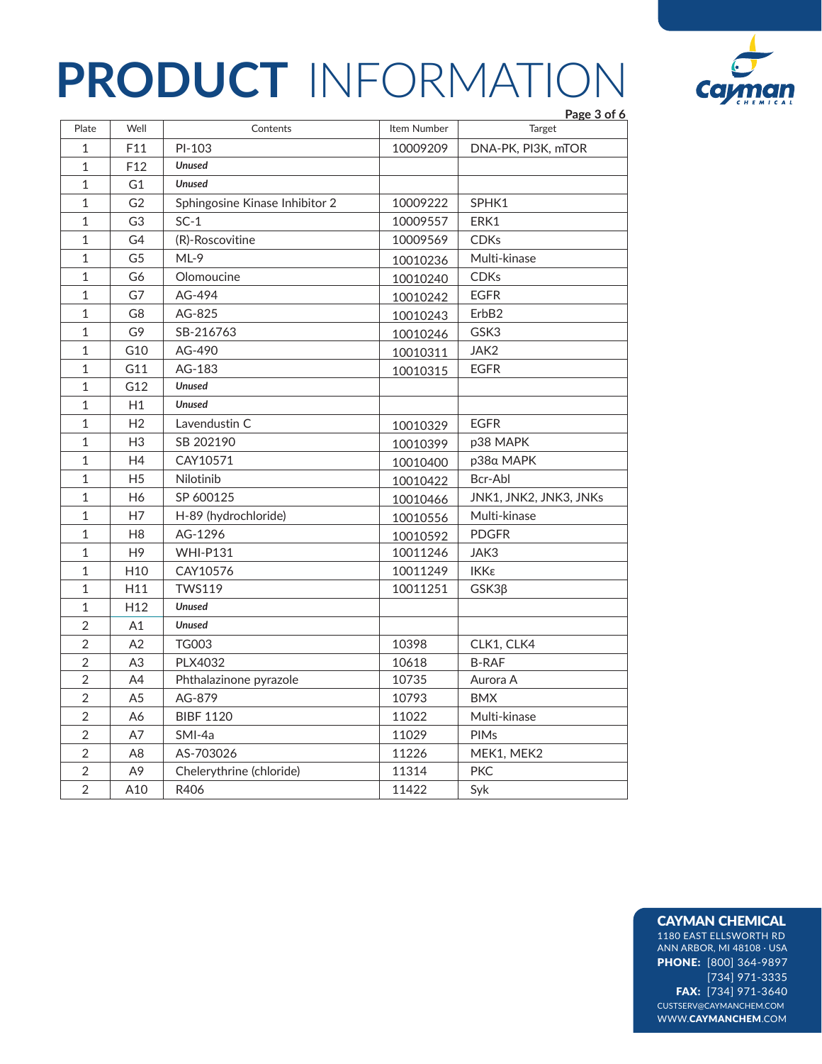| Plate | Well | Contents | Item Number | Target |
|---|---|---|---|---|
| 1 | F11 | PI-103 | 10009209 | DNA-PK, PI3K, mTOR |
| 1 | F12 | ***Unused*** | | |
| 1 | G1 | ***Unused*** | | |
| 1 | G2 | Sphingosine Kinase Inhibitor 2 | 10009222 | SPHK1 |
| 1 | G3 | SC-1 | 10009557 | ERK1 |
| 1 | G4 | (R)-Roscovitine | 10009569 | CDKs |
| 1 | G5 | ML-9 | 10010236 | Multi-kinase |
| 1 | G6 | Olomoucine | 10010240 | CDKs |
| 1 | G7 | AG-494 | 10010242 | EGFR |
| 1 | G8 | AG-825 | 10010243 | ErbB2 |
| 1 | G9 | SB-216763 | 10010246 | GSK3 |
| 1 | G10 | AG-490 | 10010311 | JAK2 |
| 1 | G11 | AG-183 | 10010315 | EGFR |
| 1 | G12 | ***Unused*** | | |
| 1 | H1 | ***Unused*** | | |
| 1 | H2 | Lavendustin C | 10010329 | EGFR |
| 1 | H3 | SB 202190 | 10010399 | p38 MAPK |
| 1 | H4 | CAY10571 | 10010400 | p38α MAPK |
| 1 | H5 | Nilotinib | 10010422 | Bcr-Abl |
| 1 | H6 | SP 600125 | 10010466 | JNK1, JNK2, JNK3, JNKs |
| 1 | H7 | H-89 (hydrochloride) | 10010556 | Multi-kinase |
| 1 | H8 | AG-1296 | 10010592 | PDGFR |
| 1 | H9 | WHI-P131 | 10011246 | JAK3 |
| 1 | H10 | CAY10576 | 10011249 | IKKε |
| 1 | H11 | TWS119 | 10011251 | GSK3β |
| 1 | H12 | ***Unused*** | | |
| 2 | A1 | ***Unused*** | | |
| 2 | A2 | TG003 | 10398 | CLK1, CLK4 |
| 2 | A3 | PLX4032 | 10618 | B-RAF |
| 2 | A4 | Phthalazinone pyrazole | 10735 | Aurora A |
| 2 | A5 | AG-879 | 10793 | BMX |
| 2 | A6 | BIBF 1120 | 11022 | Multi-kinase |
| 2 | A7 | SMI-4a | 11029 | PIMs |
| 2 | A8 | AS-703026 | 11226 | MEK1, MEK2 |
| 2 | A9 | Chelerythrine (chloride) | 11314 | PKC |
| 2 | A10 | R406 | 11422 | Syk |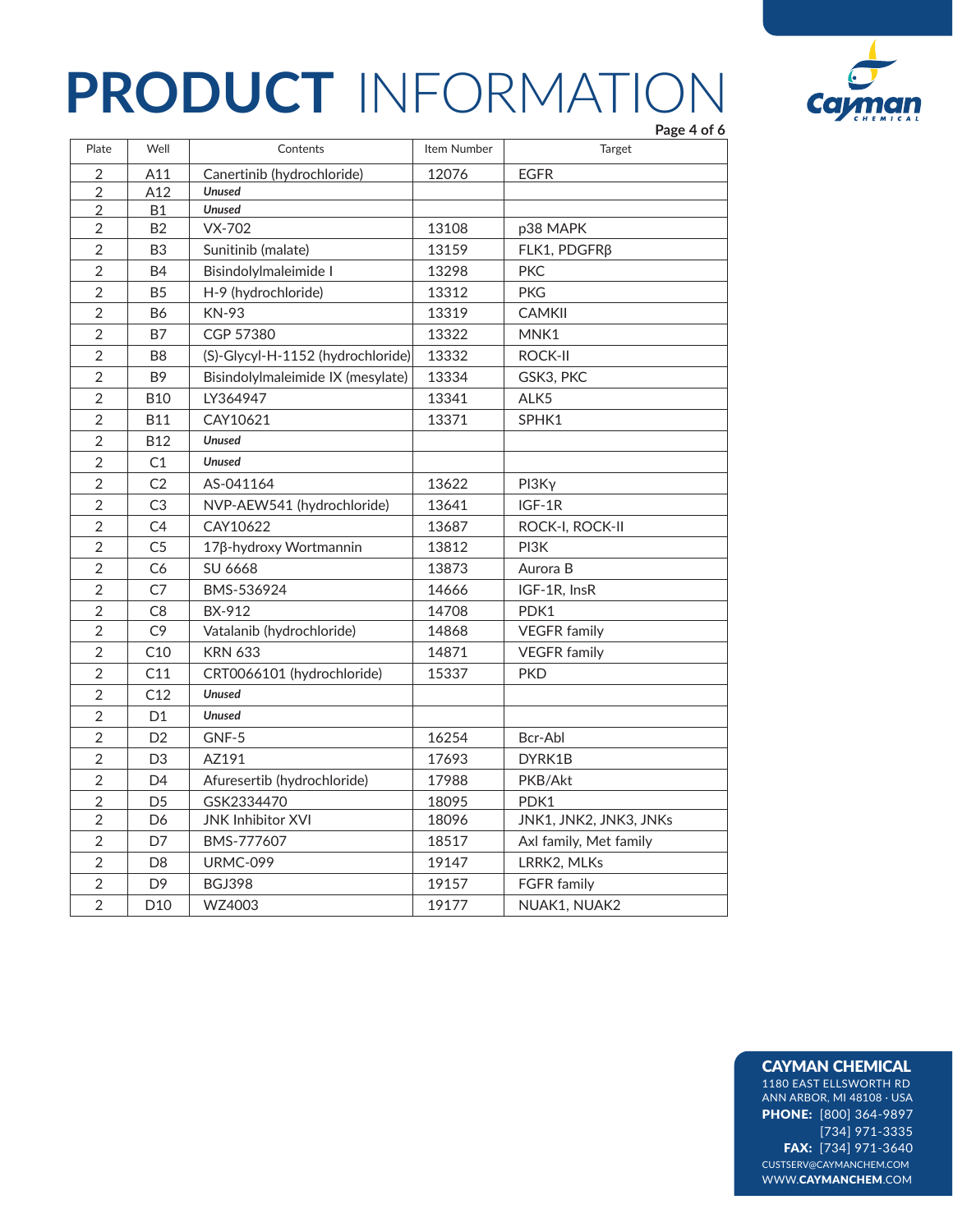# PRODUCT INFORMATION

| Plate | Well | Contents | Item Number | Target |
|---|---|---|---|---|
| 2 | A11 | Canertinib (hydrochloride) | 12076 | EGFR |
| 2 | A12 | *Unused* | | |
| 2 | B1 | *Unused* | | |
| 2 | B2 | VX-702 | 13108 | p38 MAPK |
| 2 | B3 | Sunitinib (malate) | 13159 | FLK1, PDGFRβ |
| 2 | B4 | Bisindolylmaleimide I | 13298 | PKC |
| 2 | B5 | H-9 (hydrochloride) | 13312 | PKG |
| 2 | B6 | KN-93 | 13319 | CAMKII |
| 2 | B7 | CGP 57380 | 13322 | MNK1 |
| 2 | B8 | (S)-Glycyl-H-1152 (hydrochloride) | 13332 | ROCK-II |
| 2 | B9 | Bisindolylmaleimide IX (mesylate) | 13334 | GSK3, PKC |
| 2 | B10 | LY364947 | 13341 | ALK5 |
| 2 | B11 | CAY10621 | 13371 | SPHK1 |
| 2 | B12 | *Unused* | | |
| 2 | C1 | *Unused* | | |
| 2 | C2 | AS-041164 | 13622 | PI3Kγ |
| 2 | C3 | NVP-AEW541 (hydrochloride) | 13641 | IGF-1R |
| 2 | C4 | CAY10622 | 13687 | ROCK-I, ROCK-II |
| 2 | C5 | 17β-hydroxy Wortmannin | 13812 | PI3K |
| 2 | C6 | SU 6668 | 13873 | Aurora B |
| 2 | C7 | BMS-536924 | 14666 | IGF-1R, InsR |
| 2 | C8 | BX-912 | 14708 | PDK1 |
| 2 | C9 | Vatalanib (hydrochloride) | 14868 | VEGFR family |
| 2 | C10 | KRN 633 | 14871 | VEGFR family |
| 2 | C11 | CRT0066101 (hydrochloride) | 15337 | PKD |
| 2 | C12 | *Unused* | | |
| 2 | D1 | *Unused* | | |
| 2 | D2 | GNF-5 | 16254 | Bcr-Abl |
| 2 | D3 | AZ191 | 17693 | DYRK1B |
| 2 | D4 | Afuresertib (hydrochloride) | 17988 | PKB/Akt |
| 2 | D5 | GSK2334470 | 18095 | PDK1 |
| 2 | D6 | JNK Inhibitor XVI | 18096 | JNK1, JNK2, JNK3, JNKs |
| 2 | D7 | BMS-777607 | 18517 | Axl family, Met family |
| 2 | D8 | URMC-099 | 19147 | LRRK2, MLKs |
| 2 | D9 | BGJ398 | 19157 | FGFR family |
| 2 | D10 | WZ4003 | 19177 | NUAK1, NUAK2 |

**CAYMAN CHEMICAL**
1180 EAST ELLSWORTH RD
ANN ARBOR, MI 48108 · USA
**PHONE:** [800] 364-9897
[734] 971-3335
**FAX:** [734] 971-3640
CUSTSERV@CAYMANCHEM.COM
WWW.CAYMANCHEM.COM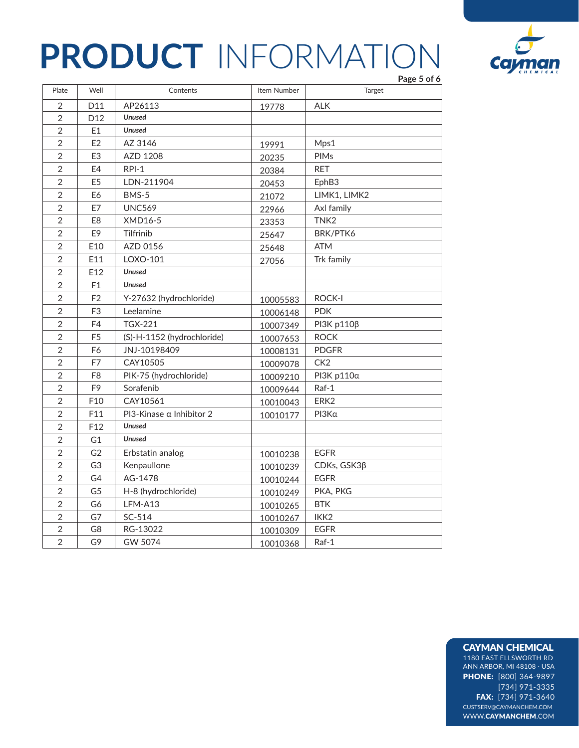# PRODUCT INFORMATION

| Plate | Well | Contents | Item Number | Target |
|---|---|---|---|---|
| 2 | D11 | AP26113 | 19778 | ALK |
| 2 | D12 | ***Unused*** | | |
| 2 | E1 | ***Unused*** | | |
| 2 | E2 | AZ 3146 | 19991 | Mps1 |
| 2 | E3 | AZD 1208 | 20235 | PIMs |
| 2 | E4 | RPI-1 | 20384 | RET |
| 2 | E5 | LDN-211904 | 20453 | EphB3 |
| 2 | E6 | BMS-5 | 21072 | LIMK1, LIMK2 |
| 2 | E7 | UNC569 | 22966 | Axl family |
| 2 | E8 | XMD16-5 | 23353 | TNK2 |
| 2 | E9 | Tilfrinib | 25647 | BRK/PTK6 |
| 2 | E10 | AZD 0156 | 25648 | ATM |
| 2 | E11 | LOXO-101 | 27056 | Trk family |
| 2 | E12 | ***Unused*** | | |
| 2 | F1 | ***Unused*** | | |
| 2 | F2 | Y-27632 (hydrochloride) | 10005583 | ROCK-I |
| 2 | F3 | Leelamine | 10006148 | PDK |
| 2 | F4 | TGX-221 | 10007349 | PI3K p110β |
| 2 | F5 | (S)-H-1152 (hydrochloride) | 10007653 | ROCK |
| 2 | F6 | JNJ-10198409 | 10008131 | PDGFR |
| 2 | F7 | CAY10505 | 10009078 | CK2 |
| 2 | F8 | PIK-75 (hydrochloride) | 10009210 | PI3K p110α |
| 2 | F9 | Sorafenib | 10009644 | Raf-1 |
| 2 | F10 | CAY10561 | 10010043 | ERK2 |
| 2 | F11 | PI3-Kinase α Inhibitor 2 | 10010177 | PI3Kα |
| 2 | F12 | ***Unused*** | | |
| 2 | G1 | ***Unused*** | | |
| 2 | G2 | Erbstatin analog | 10010238 | EGFR |
| 2 | G3 | Kenpaullone | 10010239 | CDKs, GSK3β |
| 2 | G4 | AG-1478 | 10010244 | EGFR |
| 2 | G5 | H-8 (hydrochloride) | 10010249 | PKA, PKG |
| 2 | G6 | LFM-A13 | 10010265 | BTK |
| 2 | G7 | SC-514 | 10010267 | IKK2 |
| 2 | G8 | RG-13022 | 10010309 | EGFR |
| 2 | G9 | GW 5074 | 10010368 | Raf-1 |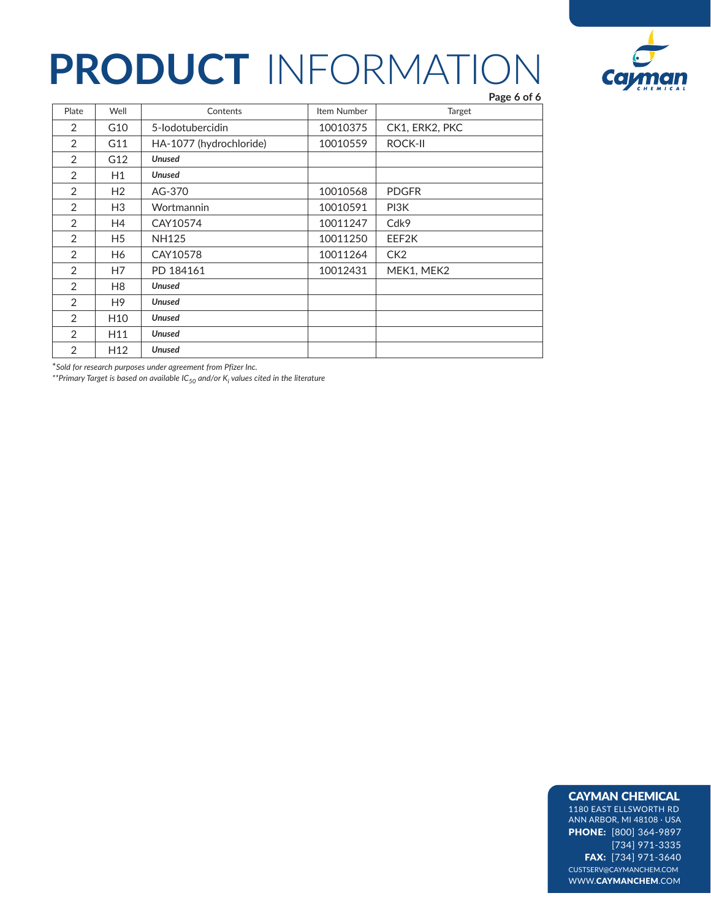# **PRODUCT** INFORMATION

| Plate | Well | Contents | Item Number | Target |
|---|---|---|---|---|
| 2 | G10 | 5-Iodotubercidin | 10010375 | CK1, ERK2, PKC |
| 2 | G11 | HA-1077 (hydrochloride) | 10010559 | ROCK-II |
| 2 | G12 | ***Unused*** | | |
| 2 | H1 | ***Unused*** | | |
| 2 | H2 | AG-370 | 10010568 | PDGFR |
| 2 | H3 | Wortmannin | 10010591 | PI3K |
| 2 | H4 | CAY10574 | 10011247 | Cdk9 |
| 2 | H5 | NH125 | 10011250 | EEF2K |
| 2 | H6 | CAY10578 | 10011264 | CK2 |
| 2 | H7 | PD 184161 | 10012431 | MEK1, MEK2 |
| 2 | H8 | ***Unused*** | | |
| 2 | H9 | ***Unused*** | | |
| 2 | H10 | ***Unused*** | | |
| 2 | H11 | ***Unused*** | | |
| 2 | H12 | ***Unused*** | | |

*\*Sold for research purposes under agreement from Pfizer Inc.*

*\*\*Primary Target is based on available $IC_{50}$ and/or $K_i$ values cited in the literature*

**CAYMAN CHEMICAL**
1180 EAST ELLSWORTH RD
ANN ARBOR, MI 48108 · USA
**PHONE:** [800] 364-9897
[734] 971-3335
**FAX:** [734] 971-3640
CUSTSERV@CAYMANCHEM.COM
WWW.**CAYMANCHEM**.COM